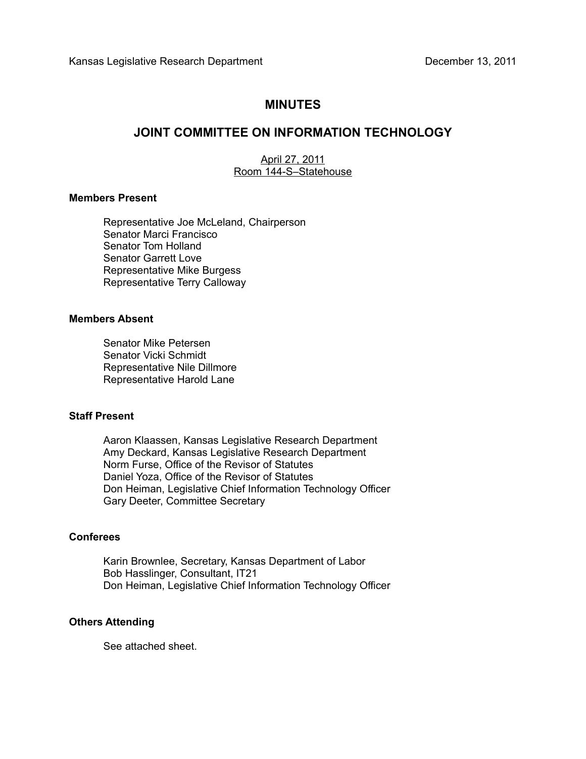Kansas Legislative Research Department December 13, 2011

# MINUTES

# JOINT COMMITTEE ON INFORMATION TECHNOLOGY

April 27, 2011
Room 144-S–Statehouse

### Members Present

Representative Joe McLeland, Chairperson
Senator Marci Francisco
Senator Tom Holland
Senator Garrett Love
Representative Mike Burgess
Representative Terry Calloway

### Members Absent

Senator Mike Petersen
Senator Vicki Schmidt
Representative Nile Dillmore
Representative Harold Lane

### Staff Present

Aaron Klaassen, Kansas Legislative Research Department
Amy Deckard, Kansas Legislative Research Department
Norm Furse, Office of the Revisor of Statutes
Daniel Yoza, Office of the Revisor of Statutes
Don Heiman, Legislative Chief Information Technology Officer
Gary Deeter, Committee Secretary

### Conferees

Karin Brownlee, Secretary, Kansas Department of Labor
Bob Hasslinger, Consultant, IT21
Don Heiman, Legislative Chief Information Technology Officer

### Others Attending

See attached sheet.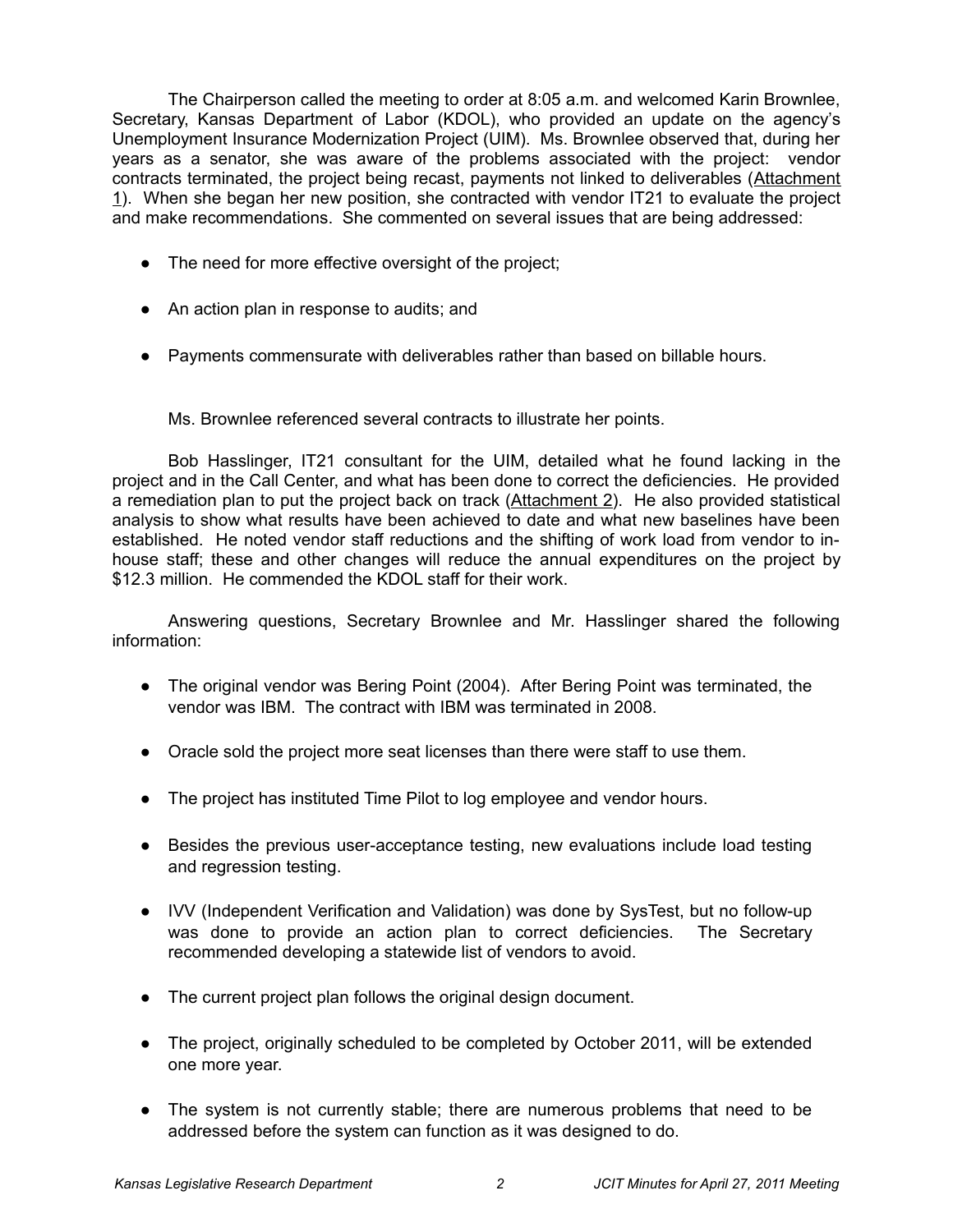The Chairperson called the meeting to order at 8:05 a.m. and welcomed Karin Brownlee, Secretary, Kansas Department of Labor (KDOL), who provided an update on the agency's Unemployment Insurance Modernization Project (UIM). Ms. Brownlee observed that, during her years as a senator, she was aware of the problems associated with the project: vendor contracts terminated, the project being recast, payments not linked to deliverables (Attachment 1). When she began her new position, she contracted with vendor IT21 to evaluate the project and make recommendations. She commented on several issues that are being addressed:

- The need for more effective oversight of the project;
- An action plan in response to audits; and
- Payments commensurate with deliverables rather than based on billable hours.

Ms. Brownlee referenced several contracts to illustrate her points.

Bob Hasslinger, IT21 consultant for the UIM, detailed what he found lacking in the project and in the Call Center, and what has been done to correct the deficiencies. He provided a remediation plan to put the project back on track (Attachment 2). He also provided statistical analysis to show what results have been achieved to date and what new baselines have been established. He noted vendor staff reductions and the shifting of work load from vendor to in-house staff; these and other changes will reduce the annual expenditures on the project by $12.3 million. He commended the KDOL staff for their work.

Answering questions, Secretary Brownlee and Mr. Hasslinger shared the following information:

- The original vendor was Bering Point (2004). After Bering Point was terminated, the vendor was IBM. The contract with IBM was terminated in 2008.
- Oracle sold the project more seat licenses than there were staff to use them.
- The project has instituted Time Pilot to log employee and vendor hours.
- Besides the previous user-acceptance testing, new evaluations include load testing and regression testing.
- IVV (Independent Verification and Validation) was done by SysTest, but no follow-up was done to provide an action plan to correct deficiencies. The Secretary recommended developing a statewide list of vendors to avoid.
- The current project plan follows the original design document.
- The project, originally scheduled to be completed by October 2011, will be extended one more year.
- The system is not currently stable; there are numerous problems that need to be addressed before the system can function as it was designed to do.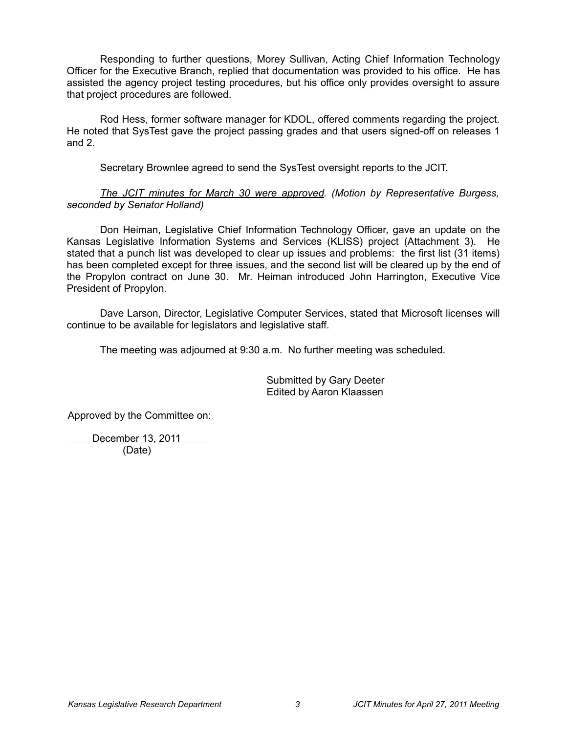Responding to further questions, Morey Sullivan, Acting Chief Information Technology Officer for the Executive Branch, replied that documentation was provided to his office. He has assisted the agency project testing procedures, but his office only provides oversight to assure that project procedures are followed.

Rod Hess, former software manager for KDOL, offered comments regarding the project. He noted that SysTest gave the project passing grades and that users signed-off on releases 1 and 2.

Secretary Brownlee agreed to send the SysTest oversight reports to the JCIT.

*The JCIT minutes for March 30 were approved. (Motion by Representative Burgess, seconded by Senator Holland)*

Don Heiman, Legislative Chief Information Technology Officer, gave an update on the Kansas Legislative Information Systems and Services (KLISS) project (Attachment 3). He stated that a punch list was developed to clear up issues and problems: the first list (31 items) has been completed except for three issues, and the second list will be cleared up by the end of the Propylon contract on June 30. Mr. Heiman introduced John Harrington, Executive Vice President of Propylon.

Dave Larson, Director, Legislative Computer Services, stated that Microsoft licenses will continue to be available for legislators and legislative staff.

The meeting was adjourned at 9:30 a.m. No further meeting was scheduled.

Submitted by Gary Deeter
Edited by Aaron Klaassen

Approved by the Committee on:

December 13, 2011
(Date)